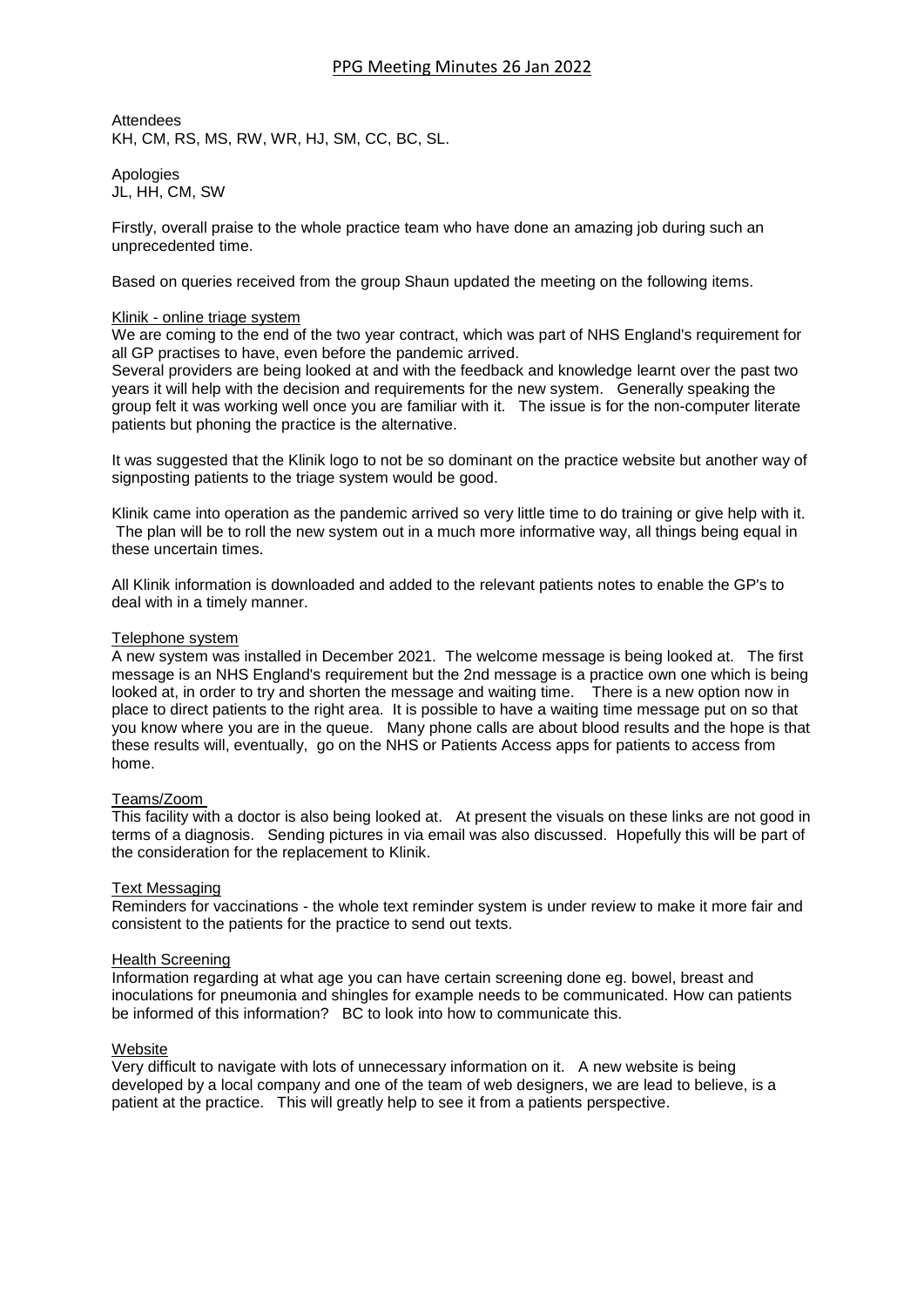# PPG Meeting Minutes 26 Jan 2022

Attendees
KH, CM, RS, MS, RW, WR, HJ, SM, CC, BC, SL.

Apologies
JL, HH, CM, SW

Firstly, overall praise to the whole practice team who have done an amazing job during such an unprecedented time.

Based on queries received from the group Shaun updated the meeting on the following items.

## Klinik - online triage system

We are coming to the end of the two year contract, which was part of NHS England's requirement for all GP practises to have, even before the pandemic arrived.
Several providers are being looked at and with the feedback and knowledge learnt over the past two years it will help with the decision and requirements for the new system. Generally speaking the group felt it was working well once you are familiar with it. The issue is for the non-computer literate patients but phoning the practice is the alternative.

It was suggested that the Klinik logo to not be so dominant on the practice website but another way of signposting patients to the triage system would be good.

Klinik came into operation as the pandemic arrived so very little time to do training or give help with it. The plan will be to roll the new system out in a much more informative way, all things being equal in these uncertain times.

All Klinik information is downloaded and added to the relevant patients notes to enable the GP's to deal with in a timely manner.

## Telephone system

A new system was installed in December 2021. The welcome message is being looked at. The first message is an NHS England's requirement but the 2nd message is a practice own one which is being looked at, in order to try and shorten the message and waiting time. There is a new option now in place to direct patients to the right area. It is possible to have a waiting time message put on so that you know where you are in the queue. Many phone calls are about blood results and the hope is that these results will, eventually, go on the NHS or Patients Access apps for patients to access from home.

## Teams/Zoom

This facility with a doctor is also being looked at. At present the visuals on these links are not good in terms of a diagnosis. Sending pictures in via email was also discussed. Hopefully this will be part of the consideration for the replacement to Klinik.

## Text Messaging

Reminders for vaccinations - the whole text reminder system is under review to make it more fair and consistent to the patients for the practice to send out texts.

## Health Screening

Information regarding at what age you can have certain screening done eg. bowel, breast and inoculations for pneumonia and shingles for example needs to be communicated. How can patients be informed of this information? BC to look into how to communicate this.

## Website

Very difficult to navigate with lots of unnecessary information on it. A new website is being developed by a local company and one of the team of web designers, we are lead to believe, is a patient at the practice. This will greatly help to see it from a patients perspective.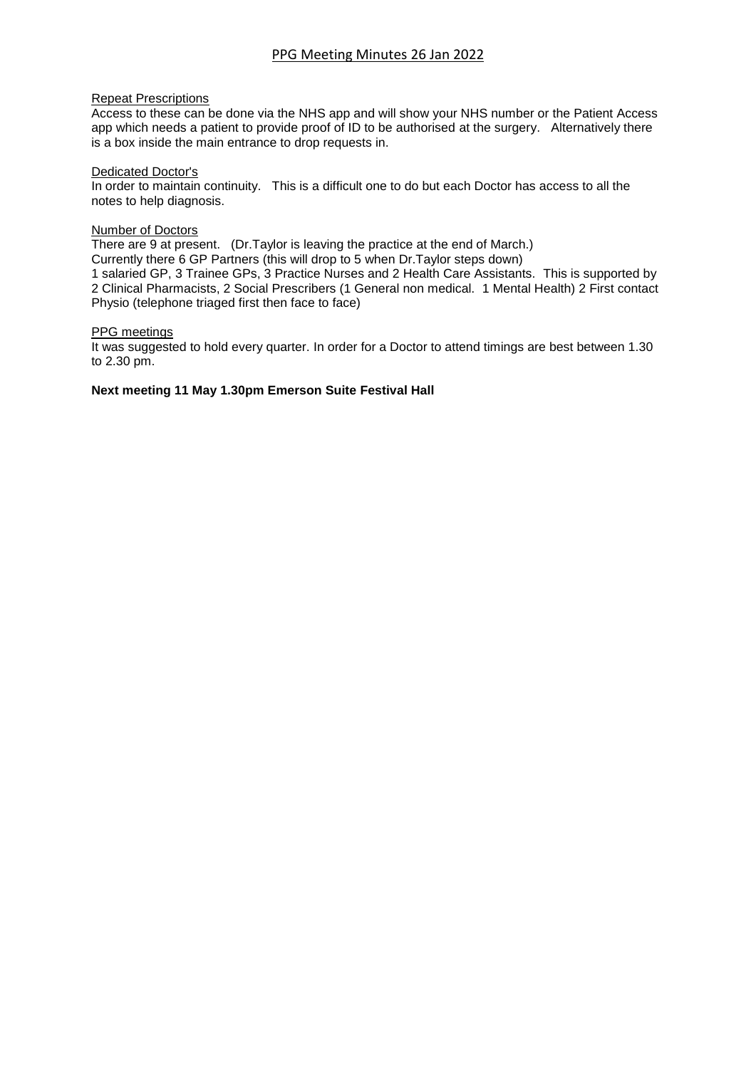# PPG Meeting Minutes 26 Jan 2022

Repeat Prescriptions

Access to these can be done via the NHS app and will show your NHS number or the Patient Access app which needs a patient to provide proof of ID to be authorised at the surgery. Alternatively there is a box inside the main entrance to drop requests in.

Dedicated Doctor's

In order to maintain continuity. This is a difficult one to do but each Doctor has access to all the notes to help diagnosis.

Number of Doctors

There are 9 at present. (Dr.Taylor is leaving the practice at the end of March.)
Currently there 6 GP Partners (this will drop to 5 when Dr.Taylor steps down)
1 salaried GP, 3 Trainee GPs, 3 Practice Nurses and 2 Health Care Assistants. This is supported by 2 Clinical Pharmacists, 2 Social Prescribers (1 General non medical. 1 Mental Health) 2 First contact Physio (telephone triaged first then face to face)

PPG meetings

It was suggested to hold every quarter. In order for a Doctor to attend timings are best between 1.30 to 2.30 pm.

**Next meeting 11 May 1.30pm Emerson Suite Festival Hall**